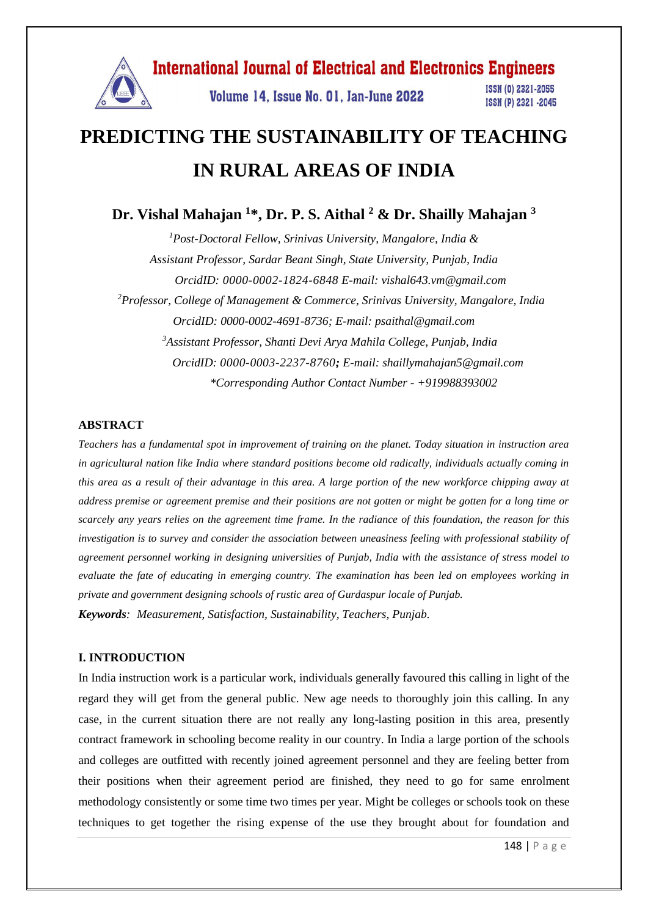# PREDICTING THE SUSTAINABILITY OF TEACHING IN RURAL AREAS OF INDIA

## Dr. Vishal Mahajan [1]*, Dr. P. S. Aithal [2] & Dr. Shailly Mahajan [3]

*[1]Post-Doctoral Fellow, Srinivas University, Mangalore, India &*
*Assistant Professor, Sardar Beant Singh, State University, Punjab, India*
*OrcidID: 0000-0002-1824-6848 E-mail: vishal643.vm@gmail.com*
*[2]Professor, College of Management & Commerce, Srinivas University, Mangalore, India*
*OrcidID: 0000-0002-4691-8736; E-mail: psaithal@gmail.com*
*[3]Assistant Professor, Shanti Devi Arya Mahila College, Punjab, India*
*OrcidID: 0000-0003-2237-8760; E-mail: shaillymahajan5@gmail.com*
*\*Corresponding Author Contact Number - +919988393002*

### ABSTRACT

*Teachers has a fundamental spot in improvement of training on the planet. Today situation in instruction area in agricultural nation like India where standard positions become old radically, individuals actually coming in this area as a result of their advantage in this area. A large portion of the new workforce chipping away at address premise or agreement premise and their positions are not gotten or might be gotten for a long time or scarcely any years relies on the agreement time frame. In the radiance of this foundation, the reason for this investigation is to survey and consider the association between uneasiness feeling with professional stability of agreement personnel working in designing universities of Punjab, India with the assistance of stress model to evaluate the fate of educating in emerging country. The examination has been led on employees working in private and government designing schools of rustic area of Gurdaspur locale of Punjab.*

***Keywords**: Measurement, Satisfaction, Sustainability, Teachers, Punjab.*

### I. INTRODUCTION

In India instruction work is a particular work, individuals generally favoured this calling in light of the regard they will get from the general public. New age needs to thoroughly join this calling. In any case, in the current situation there are not really any long-lasting position in this area, presently contract framework in schooling become reality in our country. In India a large portion of the schools and colleges are outfitted with recently joined agreement personnel and they are feeling better from their positions when their agreement period are finished, they need to go for same enrolment methodology consistently or some time two times per year. Might be colleges or schools took on these techniques to get together the rising expense of the use they brought about for foundation and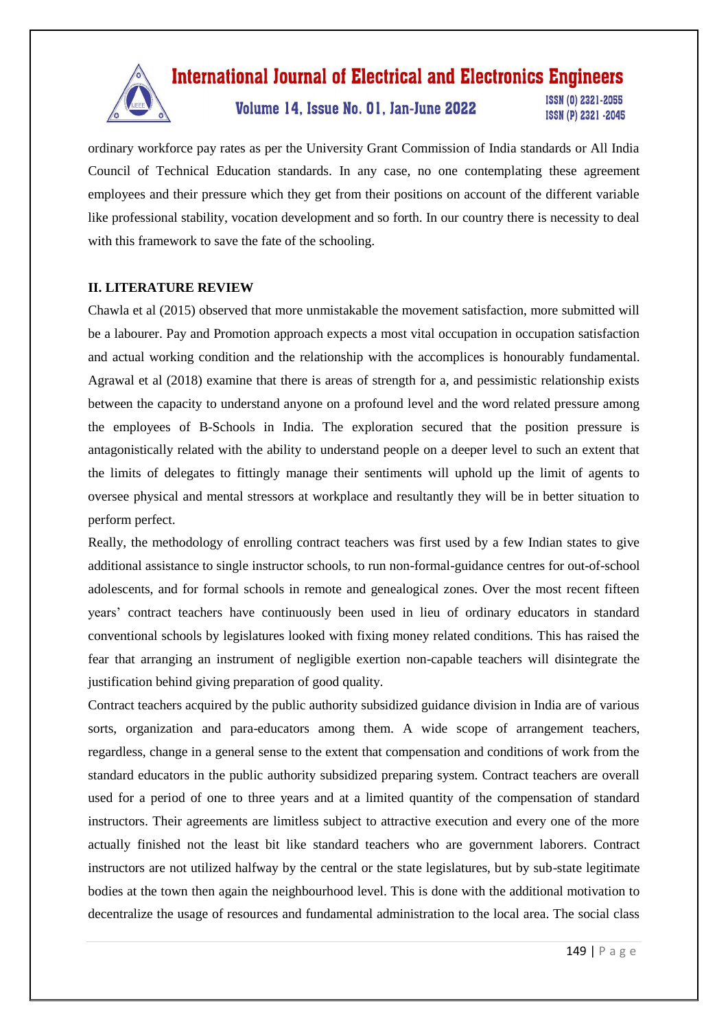ordinary workforce pay rates as per the University Grant Commission of India standards or All India Council of Technical Education standards. In any case, no one contemplating these agreement employees and their pressure which they get from their positions on account of the different variable like professional stability, vocation development and so forth. In our country there is necessity to deal with this framework to save the fate of the schooling.

## II. LITERATURE REVIEW

Chawla et al (2015) observed that more unmistakable the movement satisfaction, more submitted will be a labourer. Pay and Promotion approach expects a most vital occupation in occupation satisfaction and actual working condition and the relationship with the accomplices is honourably fundamental. Agrawal et al (2018) examine that there is areas of strength for a, and pessimistic relationship exists between the capacity to understand anyone on a profound level and the word related pressure among the employees of B-Schools in India. The exploration secured that the position pressure is antagonistically related with the ability to understand people on a deeper level to such an extent that the limits of delegates to fittingly manage their sentiments will uphold up the limit of agents to oversee physical and mental stressors at workplace and resultantly they will be in better situation to perform perfect.

Really, the methodology of enrolling contract teachers was first used by a few Indian states to give additional assistance to single instructor schools, to run non-formal-guidance centres for out-of-school adolescents, and for formal schools in remote and genealogical zones. Over the most recent fifteen years' contract teachers have continuously been used in lieu of ordinary educators in standard conventional schools by legislatures looked with fixing money related conditions. This has raised the fear that arranging an instrument of negligible exertion non-capable teachers will disintegrate the justification behind giving preparation of good quality.

Contract teachers acquired by the public authority subsidized guidance division in India are of various sorts, organization and para-educators among them. A wide scope of arrangement teachers, regardless, change in a general sense to the extent that compensation and conditions of work from the standard educators in the public authority subsidized preparing system. Contract teachers are overall used for a period of one to three years and at a limited quantity of the compensation of standard instructors. Their agreements are limitless subject to attractive execution and every one of the more actually finished not the least bit like standard teachers who are government laborers. Contract instructors are not utilized halfway by the central or the state legislatures, but by sub-state legitimate bodies at the town then again the neighbourhood level. This is done with the additional motivation to decentralize the usage of resources and fundamental administration to the local area. The social class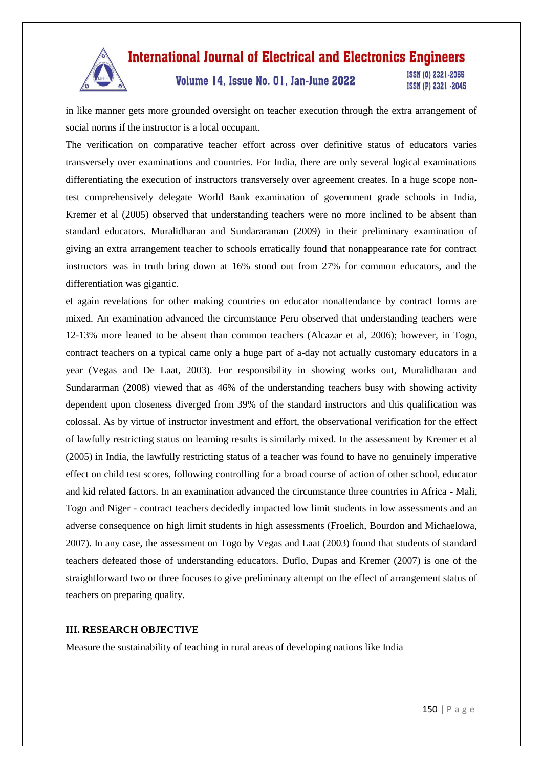in like manner gets more grounded oversight on teacher execution through the extra arrangement of social norms if the instructor is a local occupant.

The verification on comparative teacher effort across over definitive status of educators varies transversely over examinations and countries. For India, there are only several logical examinations differentiating the execution of instructors transversely over agreement creates. In a huge scope non-test comprehensively delegate World Bank examination of government grade schools in India, Kremer et al (2005) observed that understanding teachers were no more inclined to be absent than standard educators. Muralidharan and Sundararaman (2009) in their preliminary examination of giving an extra arrangement teacher to schools erratically found that nonappearance rate for contract instructors was in truth bring down at 16% stood out from 27% for common educators, and the differentiation was gigantic.

et again revelations for other making countries on educator nonattendance by contract forms are mixed. An examination advanced the circumstance Peru observed that understanding teachers were 12-13% more leaned to be absent than common teachers (Alcazar et al, 2006); however, in Togo, contract teachers on a typical came only a huge part of a-day not actually customary educators in a year (Vegas and De Laat, 2003). For responsibility in showing works out, Muralidharan and Sundararman (2008) viewed that as 46% of the understanding teachers busy with showing activity dependent upon closeness diverged from 39% of the standard instructors and this qualification was colossal. As by virtue of instructor investment and effort, the observational verification for the effect of lawfully restricting status on learning results is similarly mixed. In the assessment by Kremer et al (2005) in India, the lawfully restricting status of a teacher was found to have no genuinely imperative effect on child test scores, following controlling for a broad course of action of other school, educator and kid related factors. In an examination advanced the circumstance three countries in Africa - Mali, Togo and Niger - contract teachers decidedly impacted low limit students in low assessments and an adverse consequence on high limit students in high assessments (Froelich, Bourdon and Michaelowa, 2007). In any case, the assessment on Togo by Vegas and Laat (2003) found that students of standard teachers defeated those of understanding educators. Duflo, Dupas and Kremer (2007) is one of the straightforward two or three focuses to give preliminary attempt on the effect of arrangement status of teachers on preparing quality.

## III. RESEARCH OBJECTIVE

Measure the sustainability of teaching in rural areas of developing nations like India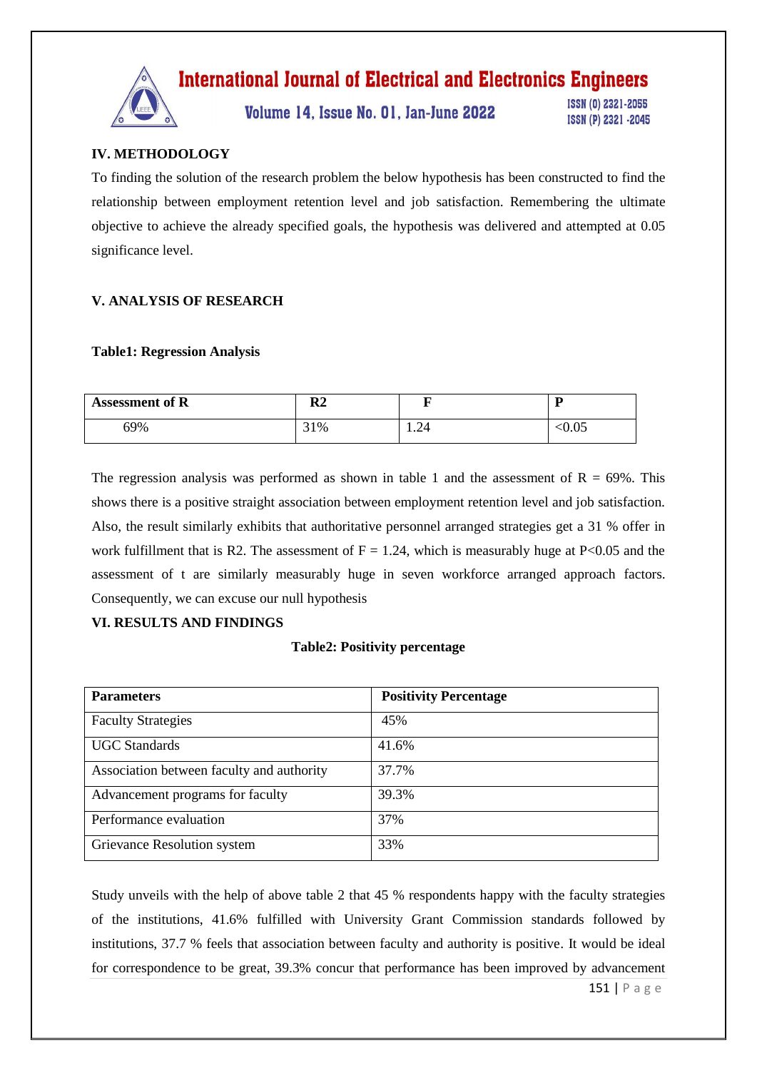## IV. METHODOLOGY

To finding the solution of the research problem the below hypothesis has been constructed to find the relationship between employment retention level and job satisfaction. Remembering the ultimate objective to achieve the already specified goals, the hypothesis was delivered and attempted at 0.05 significance level.

## V. ANALYSIS OF RESEARCH

**Table1: Regression Analysis**

| Assessment of R | R2 | F | P |
|---|---|---|---|
| 69% | 31% | 1.24 | <0.05 |

The regression analysis was performed as shown in table 1 and the assessment of R = 69%. This shows there is a positive straight association between employment retention level and job satisfaction. Also, the result similarly exhibits that authoritative personnel arranged strategies get a 31 % offer in work fulfillment that is R2. The assessment of F = 1.24, which is measurably huge at P<0.05 and the assessment of t are similarly measurably huge in seven workforce arranged approach factors. Consequently, we can excuse our null hypothesis

## VI. RESULTS AND FINDINGS

**Table2: Positivity percentage**

| Parameters | Positivity Percentage |
|---|---|
| Faculty Strategies | 45% |
| UGC Standards | 41.6% |
| Association between faculty and authority | 37.7% |
| Advancement programs for faculty | 39.3% |
| Performance evaluation | 37% |
| Grievance Resolution system | 33% |

Study unveils with the help of above table 2 that 45 % respondents happy with the faculty strategies of the institutions, 41.6% fulfilled with University Grant Commission standards followed by institutions, 37.7 % feels that association between faculty and authority is positive. It would be ideal for correspondence to be great, 39.3% concur that performance has been improved by advancement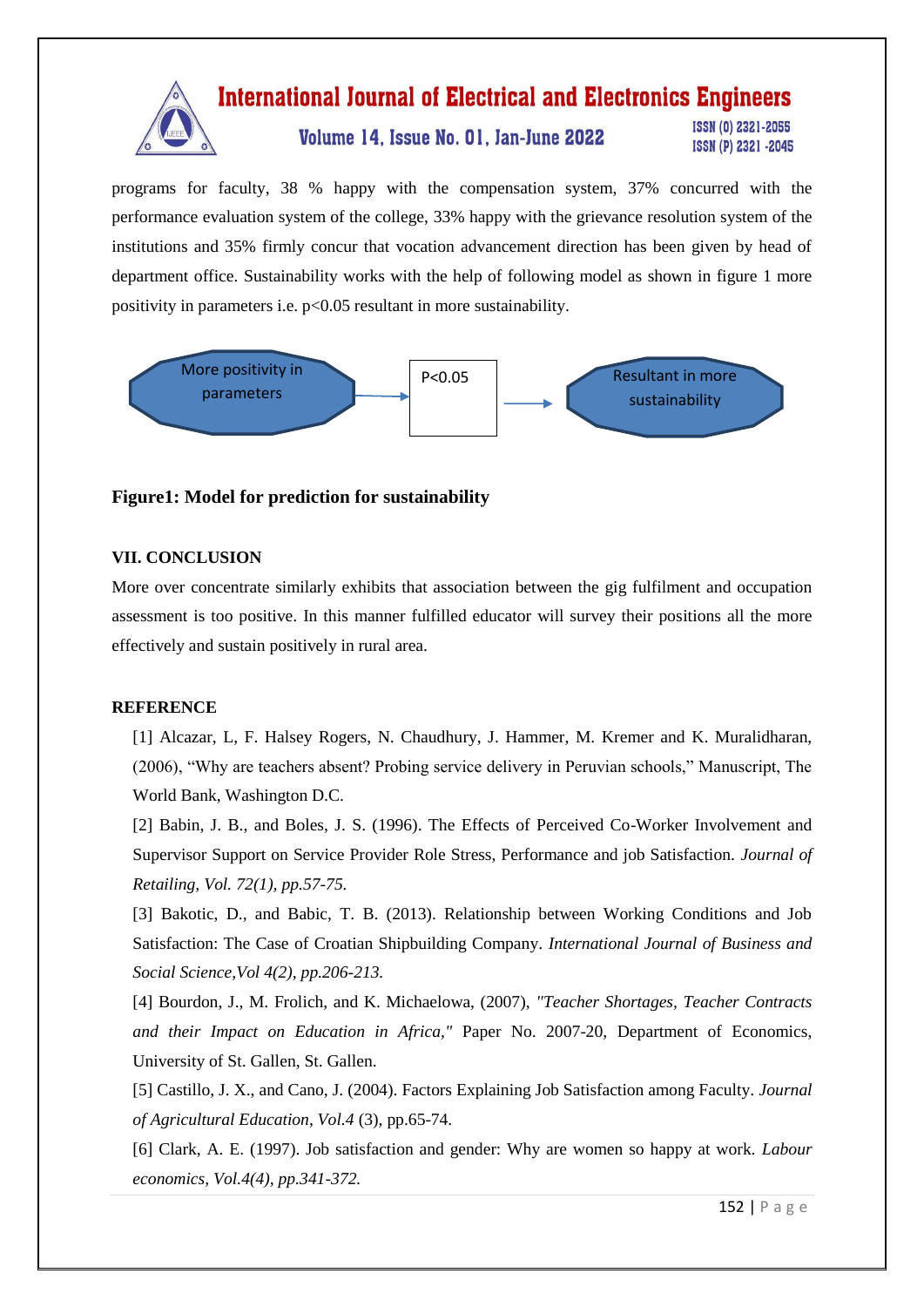programs for faculty, 38 % happy with the compensation system, 37% concurred with the performance evaluation system of the college, 33% happy with the grievance resolution system of the institutions and 35% firmly concur that vocation advancement direction has been given by head of department office. Sustainability works with the help of following model as shown in figure 1 more positivity in parameters i.e. $p<0.05$ resultant in more sustainability.

More positivity in parameters → $P<0.05$ → Resultant in more sustainability

**Figure1: Model for prediction for sustainability**

### VII. CONCLUSION

More over concentrate similarly exhibits that association between the gig fulfilment and occupation assessment is too positive. In this manner fulfilled educator will survey their positions all the more effectively and sustain positively in rural area.

### REFERENCE

[1] Alcazar, L, F. Halsey Rogers, N. Chaudhury, J. Hammer, M. Kremer and K. Muralidharan, (2006), "Why are teachers absent? Probing service delivery in Peruvian schools," Manuscript, The World Bank, Washington D.C.

[2] Babin, J. B., and Boles, J. S. (1996). The Effects of Perceived Co-Worker Involvement and Supervisor Support on Service Provider Role Stress, Performance and job Satisfaction. *Journal of Retailing, Vol. 72(1), pp.57-75.*

[3] Bakotic, D., and Babic, T. B. (2013). Relationship between Working Conditions and Job Satisfaction: The Case of Croatian Shipbuilding Company. *International Journal of Business and Social Science,Vol 4(2), pp.206-213.*

[4] Bourdon, J., M. Frolich, and K. Michaelowa, (2007), *"Teacher Shortages, Teacher Contracts and their Impact on Education in Africa,"* Paper No. 2007-20, Department of Economics, University of St. Gallen, St. Gallen.

[5] Castillo, J. X., and Cano, J. (2004). Factors Explaining Job Satisfaction among Faculty. *Journal of Agricultural Education, Vol.4* (3), pp.65-74.

[6] Clark, A. E. (1997). Job satisfaction and gender: Why are women so happy at work. *Labour economics, Vol.4(4), pp.341-372.*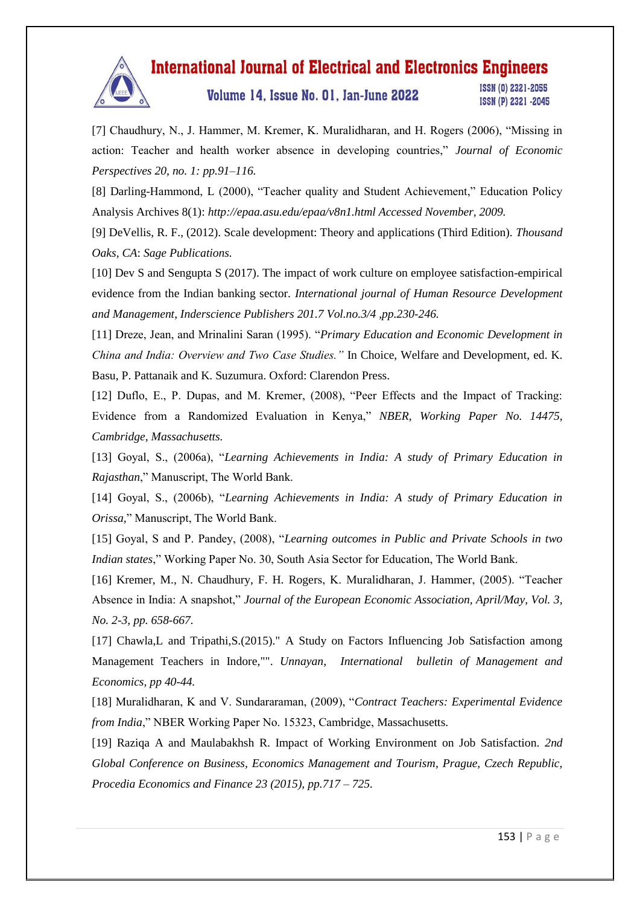[7] Chaudhury, N., J. Hammer, M. Kremer, K. Muralidharan, and H. Rogers (2006), "Missing in action: Teacher and health worker absence in developing countries," *Journal of Economic Perspectives 20, no. 1: pp.91–116.*

[8] Darling-Hammond, L (2000), "Teacher quality and Student Achievement," Education Policy Analysis Archives 8(1): *http://epaa.asu.edu/epaa/v8n1.html Accessed November, 2009.*

[9] DeVellis, R. F., (2012). Scale development: Theory and applications (Third Edition). *Thousand Oaks, CA*: *Sage Publications.*

[10] Dev S and Sengupta S (2017). The impact of work culture on employee satisfaction-empirical evidence from the Indian banking sector. *International journal of Human Resource Development and Management, Inderscience Publishers 201.7 Vol.no.3/4 ,pp.230-246.*

[11] Dreze, Jean, and Mrinalini Saran (1995). "*Primary Education and Economic Development in China and India: Overview and Two Case Studies."* In Choice, Welfare and Development, ed. K. Basu, P. Pattanaik and K. Suzumura. Oxford: Clarendon Press.

[12] Duflo, E., P. Dupas, and M. Kremer, (2008), "Peer Effects and the Impact of Tracking: Evidence from a Randomized Evaluation in Kenya," *NBER, Working Paper No. 14475, Cambridge, Massachusetts.*

[13] Goyal, S., (2006a), "*Learning Achievements in India: A study of Primary Education in Rajasthan*," Manuscript, The World Bank.

[14] Goyal, S., (2006b), "*Learning Achievements in India: A study of Primary Education in Orissa,*" Manuscript, The World Bank.

[15] Goyal, S and P. Pandey, (2008), "*Learning outcomes in Public and Private Schools in two Indian states*," Working Paper No. 30, South Asia Sector for Education, The World Bank.

[16] Kremer, M., N. Chaudhury, F. H. Rogers, K. Muralidharan, J. Hammer, (2005). "Teacher Absence in India: A snapshot," *Journal of the European Economic Association, April/May, Vol. 3, No. 2-3, pp. 658-667.*

[17] Chawla,L and Tripathi,S.(2015)." A Study on Factors Influencing Job Satisfaction among Management Teachers in Indore,"". *Unnayan, International bulletin of Management and Economics, pp 40-44.*

[18] Muralidharan, K and V. Sundararaman, (2009), "*Contract Teachers: Experimental Evidence from India*," NBER Working Paper No. 15323, Cambridge, Massachusetts.

[19] Raziqa A and Maulabakhsh R. Impact of Working Environment on Job Satisfaction. *2nd Global Conference on Business, Economics Management and Tourism*, *Prague, Czech Republic, Procedia Economics and Finance 23 (2015), pp.717 – 725.*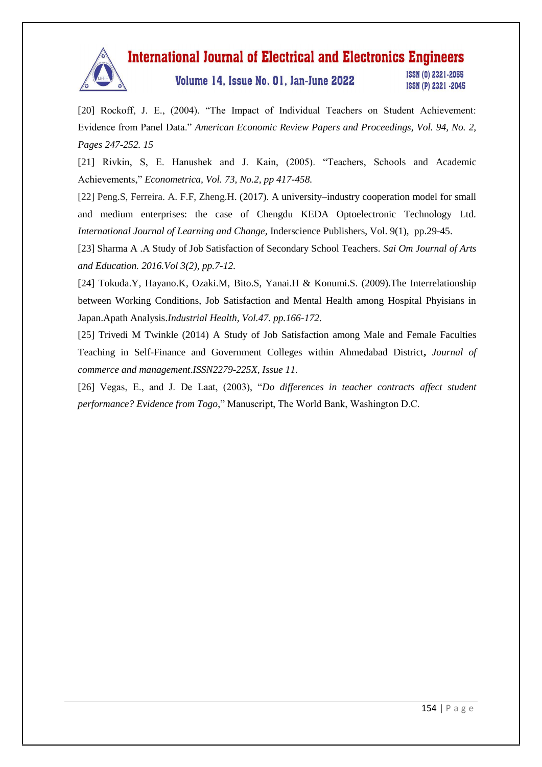[20] Rockoff, J. E., (2004). "The Impact of Individual Teachers on Student Achievement: Evidence from Panel Data." *American Economic Review Papers and Proceedings, Vol. 94, No. 2, Pages 247-252. 15*

[21] Rivkin, S, E. Hanushek and J. Kain, (2005). "Teachers, Schools and Academic Achievements," *Econometrica, Vol. 73, No.2, pp 417-458.*

[22] Peng.S, Ferreira. A. F.F, Zheng.H. (2017). A university–industry cooperation model for small and medium enterprises: the case of Chengdu KEDA Optoelectronic Technology Ltd. *International Journal of Learning and Change*, Inderscience Publishers, Vol. 9(1), pp.29-45.

[23] Sharma A .A Study of Job Satisfaction of Secondary School Teachers. *Sai Om Journal of Arts and Education. 2016.Vol 3(2), pp.7-12.*

[24] Tokuda.Y, Hayano.K, Ozaki.M, Bito.S, Yanai.H & Konumi.S. (2009).The Interrelationship between Working Conditions, Job Satisfaction and Mental Health among Hospital Phyisians in Japan.Apath Analysis.*Industrial Health, Vol.47. pp.166-172.*

[25] Trivedi M Twinkle (2014) A Study of Job Satisfaction among Male and Female Faculties Teaching in Self-Finance and Government Colleges within Ahmedabad District**,** *Journal of commerce and management.ISSN2279-225X, Issue 11.*

[26] Vegas, E., and J. De Laat, (2003), "*Do differences in teacher contracts affect student performance? Evidence from Togo*," Manuscript, The World Bank, Washington D.C.